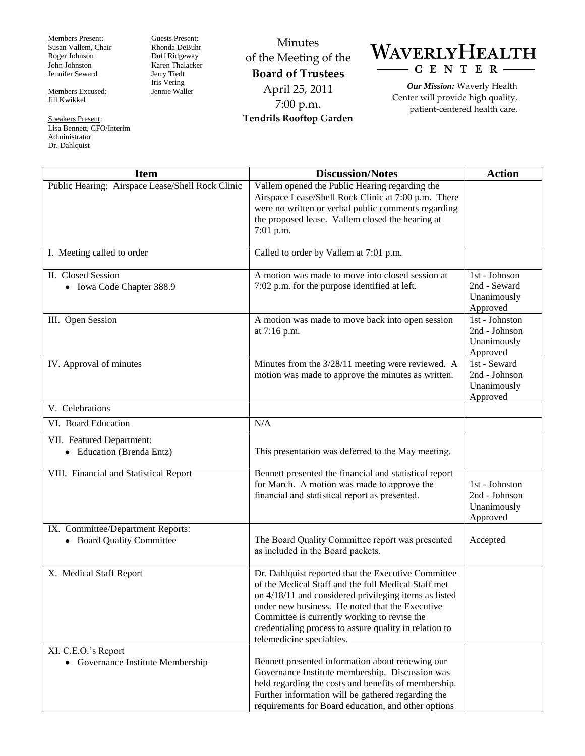Members Present:
Susan Vallem, Chair
Roger Johnson
John Johnston
Jennifer Seward

Members Excused:
Jill Kwikkel

Speakers Present:
Lisa Bennett, CFO/Interim Administrator
Dr. Dahlquist

Guests Present:
Rhonda DeBuhr
Duff Ridgeway
Karen Thalacker
Jerry Tiedt
Iris Vering
Jennie Waller

# Minutes of the Meeting of the Board of Trustees

April 25, 2011
7:00 p.m.
**Tendrils Rooftop Garden**

## WAVERLY HEALTH CENTER

***Our Mission:*** Waverly Health Center will provide high quality, patient-centered health care.

| Item | Discussion/Notes | Action |
|---|---|---|
| Public Hearing: Airspace Lease/Shell Rock Clinic | Vallem opened the Public Hearing regarding the Airspace Lease/Shell Rock Clinic at 7:00 p.m. There were no written or verbal public comments regarding the proposed lease. Vallem closed the hearing at 7:01 p.m. | |
| I. Meeting called to order | Called to order by Vallem at 7:01 p.m. | |
| II. Closed Session<br>• Iowa Code Chapter 388.9 | A motion was made to move into closed session at 7:02 p.m. for the purpose identified at left. | 1st - Johnson<br>2nd - Seward<br>Unanimously Approved |
| III. Open Session | A motion was made to move back into open session at 7:16 p.m. | 1st - Johnston<br>2nd - Johnson<br>Unanimously Approved |
| IV. Approval of minutes | Minutes from the 3/28/11 meeting were reviewed. A motion was made to approve the minutes as written. | 1st - Seward<br>2nd - Johnson<br>Unanimously Approved |
| V. Celebrations | | |
| VI. Board Education | N/A | |
| VII. Featured Department:<br>• Education (Brenda Entz) | This presentation was deferred to the May meeting. | |
| VIII. Financial and Statistical Report | Bennett presented the financial and statistical report for March. A motion was made to approve the financial and statistical report as presented. | 1st - Johnston<br>2nd - Johnson<br>Unanimously Approved |
| IX. Committee/Department Reports:<br>• Board Quality Committee | The Board Quality Committee report was presented as included in the Board packets. | Accepted |
| X. Medical Staff Report | Dr. Dahlquist reported that the Executive Committee of the Medical Staff and the full Medical Staff met on 4/18/11 and considered privileging items as listed under new business. He noted that the Executive Committee is currently working to revise the credentialing process to assure quality in relation to telemedicine specialties. | |
| XI. C.E.O.'s Report<br>• Governance Institute Membership | Bennett presented information about renewing our Governance Institute membership. Discussion was held regarding the costs and benefits of membership. Further information will be gathered regarding the requirements for Board education, and other options | |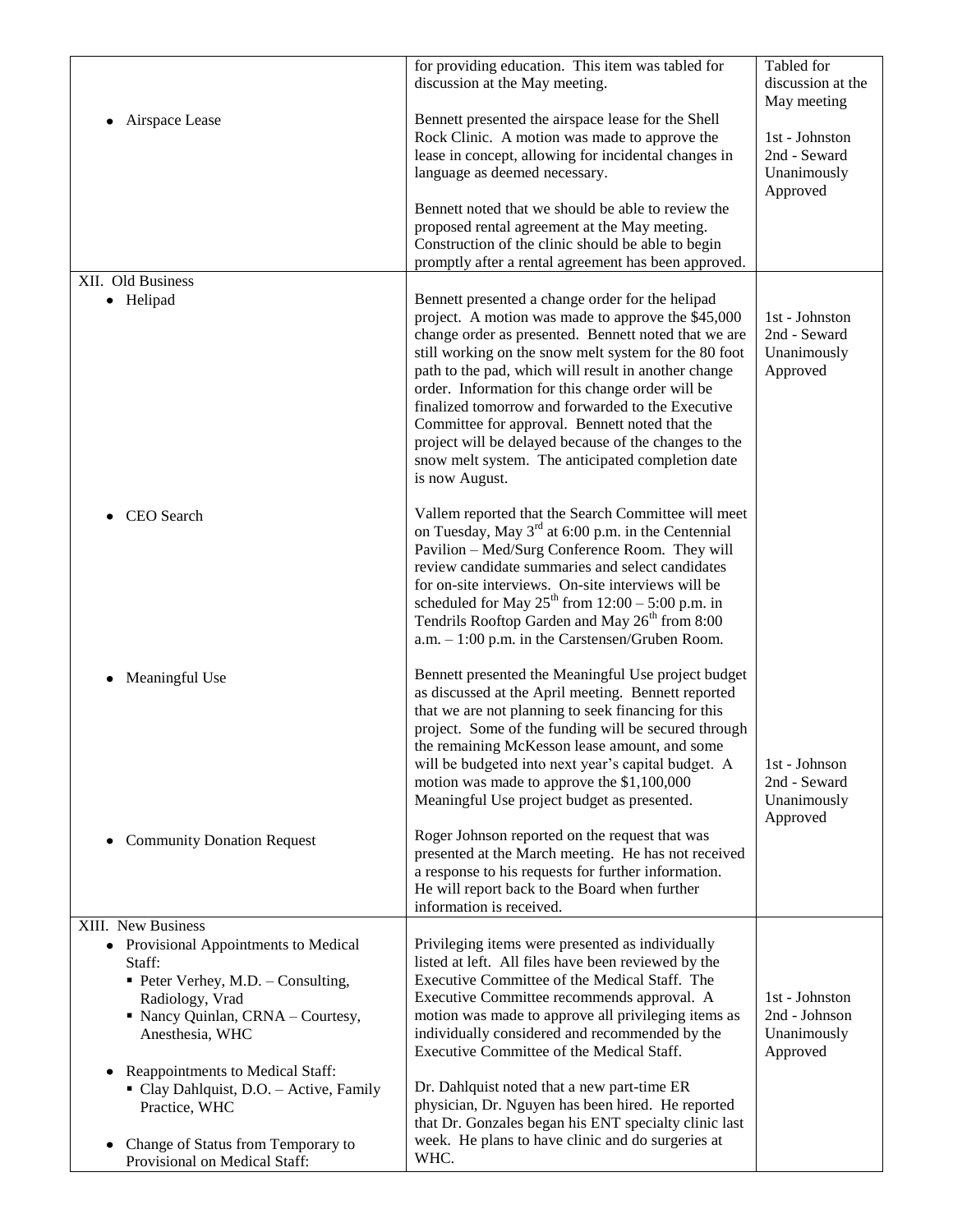| | | |
|---|---|---|
| | for providing education. This item was tabled for discussion at the May meeting. | Tabled for discussion at the May meeting |
| • Airspace Lease | Bennett presented the airspace lease for the Shell Rock Clinic. A motion was made to approve the lease in concept, allowing for incidental changes in language as deemed necessary.<br><br>Bennett noted that we should be able to review the proposed rental agreement at the May meeting. Construction of the clinic should be able to begin promptly after a rental agreement has been approved. | 1st - Johnston<br>2nd - Seward<br>Unanimously Approved |
| XII. Old Business<br>• Helipad | Bennett presented a change order for the helipad project. A motion was made to approve the $45,000 change order as presented. Bennett noted that we are still working on the snow melt system for the 80 foot path to the pad, which will result in another change order. Information for this change order will be finalized tomorrow and forwarded to the Executive Committee for approval. Bennett noted that the project will be delayed because of the changes to the snow melt system. The anticipated completion date is now August. | 1st - Johnston<br>2nd - Seward<br>Unanimously Approved |
| • CEO Search | Vallem reported that the Search Committee will meet on Tuesday, May 3rd at 6:00 p.m. in the Centennial Pavilion – Med/Surg Conference Room. They will review candidate summaries and select candidates for on-site interviews. On-site interviews will be scheduled for May 25th from 12:00 – 5:00 p.m. in Tendrils Rooftop Garden and May 26th from 8:00 a.m. – 1:00 p.m. in the Carstensen/Gruben Room. | |
| • Meaningful Use | Bennett presented the Meaningful Use project budget as discussed at the April meeting. Bennett reported that we are not planning to seek financing for this project. Some of the funding will be secured through the remaining McKesson lease amount, and some will be budgeted into next year's capital budget. A motion was made to approve the $1,100,000 Meaningful Use project budget as presented. | 1st - Johnson<br>2nd - Seward<br>Unanimously Approved |
| • Community Donation Request | Roger Johnson reported on the request that was presented at the March meeting. He has not received a response to his requests for further information. He will report back to the Board when further information is received. | |
| XIII. New Business<br>• Provisional Appointments to Medical Staff:<br>  ▪ Peter Verhey, M.D. – Consulting, Radiology, Vrad<br>  ▪ Nancy Quinlan, CRNA – Courtesy, Anesthesia, WHC<br><br>• Reappointments to Medical Staff:<br>  ▪ Clay Dahlquist, D.O. – Active, Family Practice, WHC<br><br>• Change of Status from Temporary to Provisional on Medical Staff: | Privileging items were presented as individually listed at left. All files have been reviewed by the Executive Committee of the Medical Staff. The Executive Committee recommends approval. A motion was made to approve all privileging items as individually considered and recommended by the Executive Committee of the Medical Staff.<br><br>Dr. Dahlquist noted that a new part-time ER physician, Dr. Nguyen has been hired. He reported that Dr. Gonzales began his ENT specialty clinic last week. He plans to have clinic and do surgeries at WHC. | 1st - Johnston<br>2nd - Johnson<br>Unanimously Approved |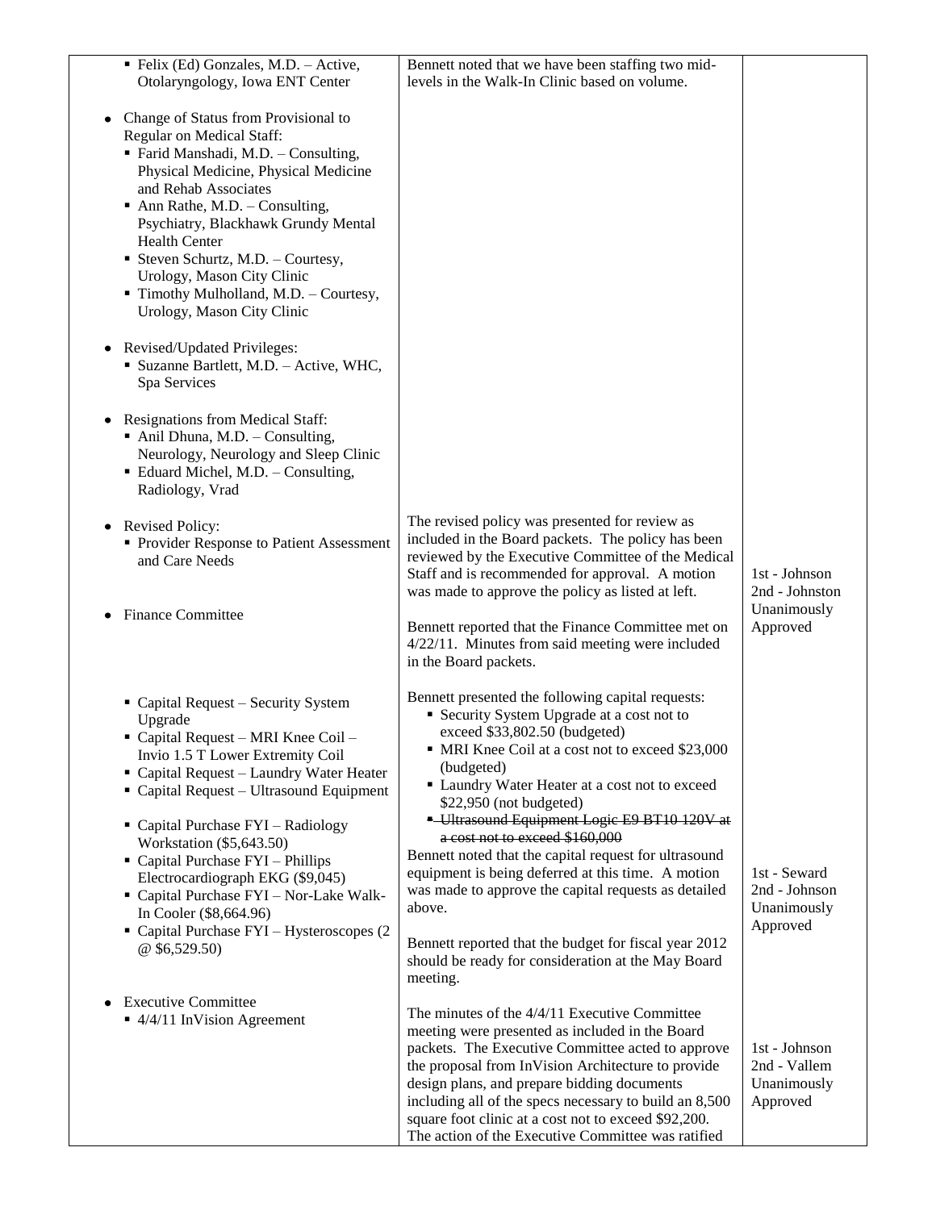| | | |
|---|---|---|
| ▪ Felix (Ed) Gonzales, M.D. – Active, Otolaryngology, Iowa ENT Center<br><br>• Change of Status from Provisional to Regular on Medical Staff:<br>▪ Farid Manshadi, M.D. – Consulting, Physical Medicine, Physical Medicine and Rehab Associates<br>▪ Ann Rathe, M.D. – Consulting, Psychiatry, Blackhawk Grundy Mental Health Center<br>▪ Steven Schurtz, M.D. – Courtesy, Urology, Mason City Clinic<br>▪ Timothy Mulholland, M.D. – Courtesy, Urology, Mason City Clinic<br><br>• Revised/Updated Privileges:<br>▪ Suzanne Bartlett, M.D. – Active, WHC, Spa Services<br><br>• Resignations from Medical Staff:<br>▪ Anil Dhuna, M.D. – Consulting, Neurology, Neurology and Sleep Clinic<br>▪ Eduard Michel, M.D. – Consulting, Radiology, Vrad | Bennett noted that we have been staffing two mid-levels in the Walk-In Clinic based on volume. | |
| • Revised Policy:<br>▪ Provider Response to Patient Assessment and Care Needs | The revised policy was presented for review as included in the Board packets. The policy has been reviewed by the Executive Committee of the Medical Staff and is recommended for approval. A motion was made to approve the policy as listed at left. | 1st - Johnson<br>2nd - Johnston<br>Unanimously Approved |
| • Finance Committee | Bennett reported that the Finance Committee met on 4/22/11. Minutes from said meeting were included in the Board packets. | |
| ▪ Capital Request – Security System Upgrade<br>▪ Capital Request – MRI Knee Coil – Invio 1.5 T Lower Extremity Coil<br>▪ Capital Request – Laundry Water Heater<br>▪ Capital Request – Ultrasound Equipment<br><br>▪ Capital Purchase FYI – Radiology Workstation ($5,643.50)<br>▪ Capital Purchase FYI – Phillips Electrocardiograph EKG ($9,045)<br>▪ Capital Purchase FYI – Nor-Lake Walk-In Cooler ($8,664.96)<br>▪ Capital Purchase FYI – Hysteroscopes (2 @ $6,529.50) | Bennett presented the following capital requests:<br>▪ Security System Upgrade at a cost not to exceed $33,802.50 (budgeted)<br>▪ MRI Knee Coil at a cost not to exceed $23,000 (budgeted)<br>▪ Laundry Water Heater at a cost not to exceed $22,950 (not budgeted)<br>▪ ~~Ultrasound Equipment Logic E9 BT10 120V at a cost not to exceed $160,000~~<br>Bennett noted that the capital request for ultrasound equipment is being deferred at this time. A motion was made to approve the capital requests as detailed above.<br><br>Bennett reported that the budget for fiscal year 2012 should be ready for consideration at the May Board meeting. | 1st - Seward<br>2nd - Johnson<br>Unanimously Approved |
| • Executive Committee<br>▪ 4/4/11 InVision Agreement | The minutes of the 4/4/11 Executive Committee meeting were presented as included in the Board packets. The Executive Committee acted to approve the proposal from InVision Architecture to provide design plans, and prepare bidding documents including all of the specs necessary to build an 8,500 square foot clinic at a cost not to exceed $92,200. The action of the Executive Committee was ratified | 1st - Johnson<br>2nd - Vallem<br>Unanimously Approved |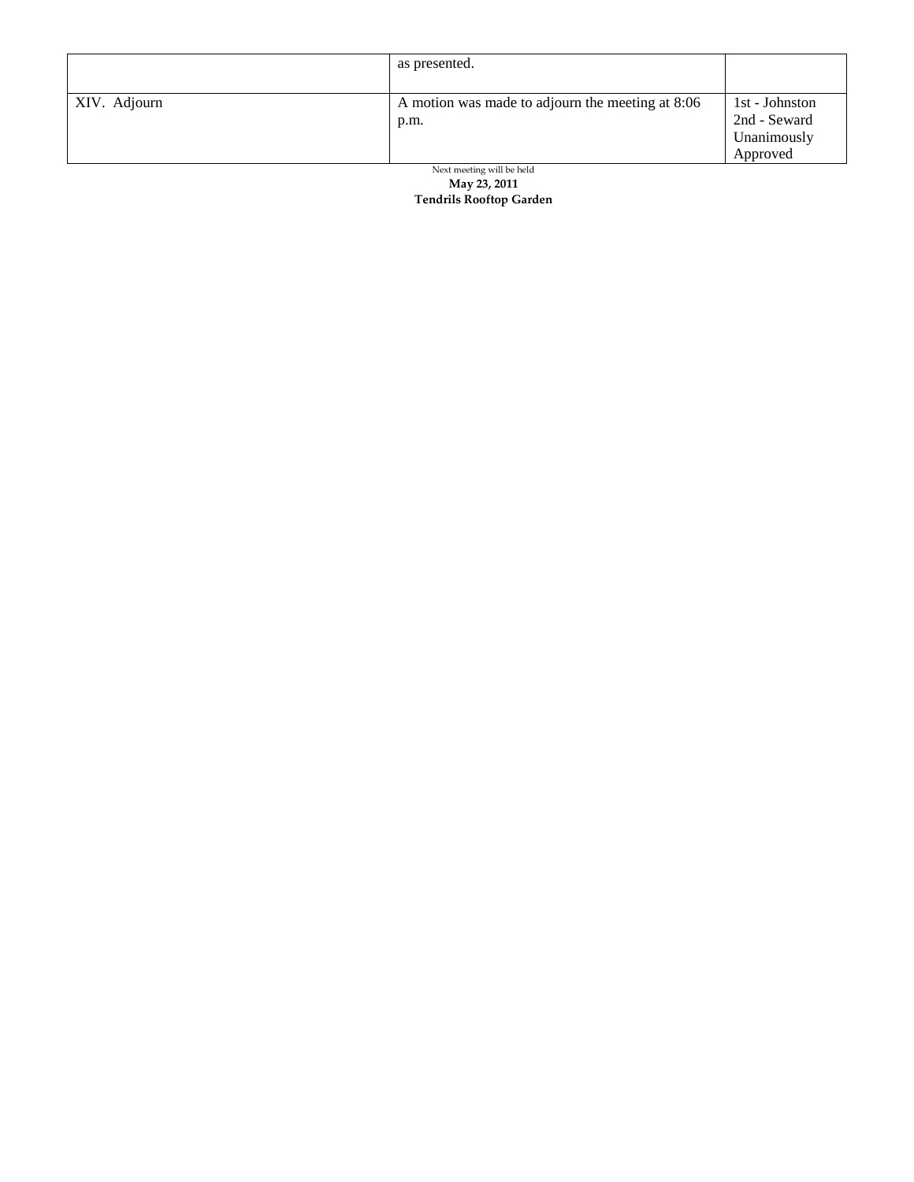| | | |
|---|---|---|
| | as presented. | |
| XIV. Adjourn | A motion was made to adjourn the meeting at 8:06 p.m. | 1st - Johnston<br>2nd - Seward<br>Unanimously Approved |

Next meeting will be held

**May 23, 2011**

**Tendrils Rooftop Garden**